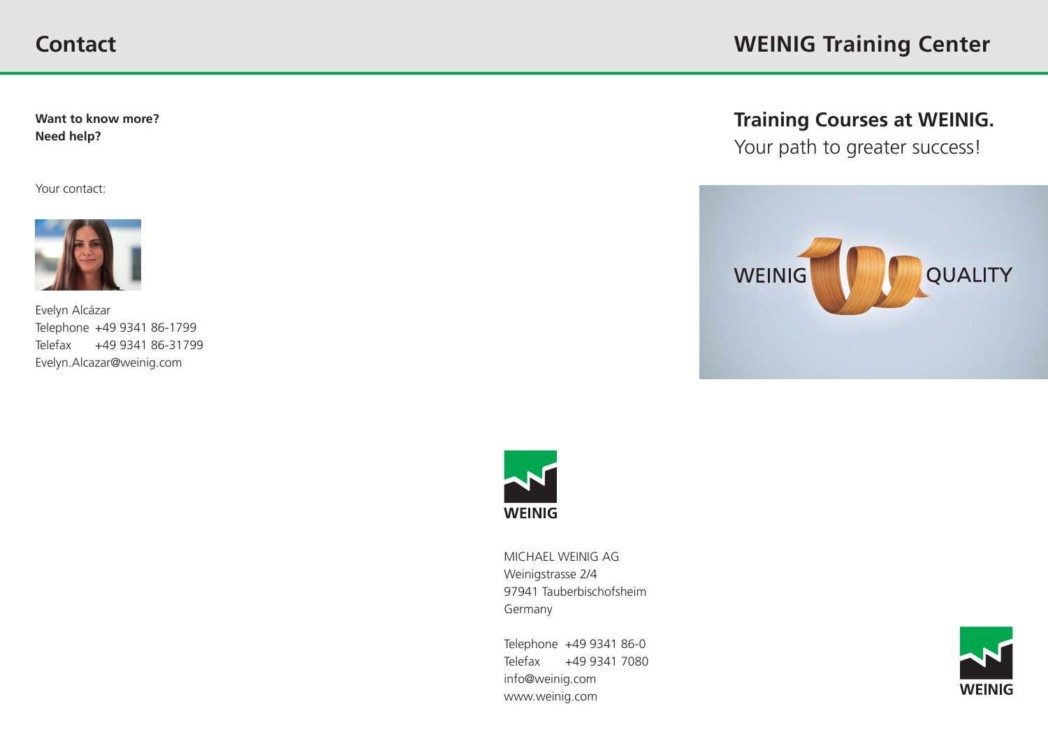## Contact

**Want to know more?**
**Need help?**

Your contact:

Evelyn Alcázar
Telephone +49 9341 86-1799
Telefax +49 9341 86-31799
Evelyn.Alcazar@weinig.com

WEINIG

MICHAEL WEINIG AG
Weinigstrasse 2/4
97941 Tauberbischofsheim
Germany

Telephone +49 9341 86-0
Telefax +49 9341 7080
info@weinig.com
www.weinig.com

## WEINIG Training Center

**Training Courses at WEINIG.**
Your path to greater success!

WEINIG QUALITY

WEINIG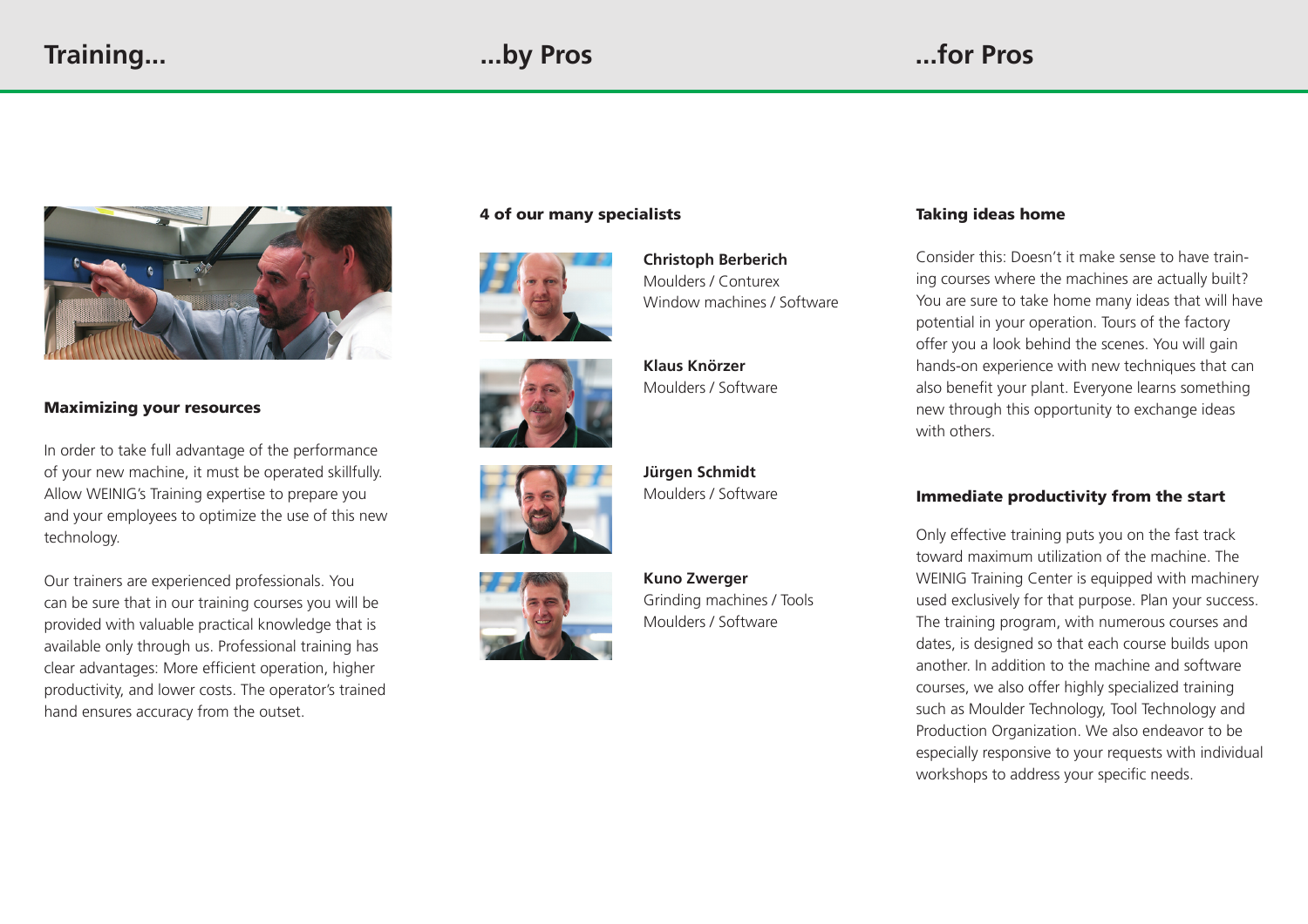# Training... ...by Pros ...for Pros

### Maximizing your resources

In order to take full advantage of the performance of your new machine, it must be operated skillfully. Allow WEINIG's Training expertise to prepare you and your employees to optimize the use of this new technology.

Our trainers are experienced professionals. You can be sure that in our training courses you will be provided with valuable practical knowledge that is available only through us. Professional training has clear advantages: More efficient operation, higher productivity, and lower costs. The operator's trained hand ensures accuracy from the outset.

### 4 of our many specialists

**Christoph Berberich**
Moulders / Conturex
Window machines / Software

**Klaus Knörzer**
Moulders / Software

**Jürgen Schmidt**
Moulders / Software

**Kuno Zwerger**
Grinding machines / Tools
Moulders / Software

### Taking ideas home

Consider this: Doesn't it make sense to have training courses where the machines are actually built? You are sure to take home many ideas that will have potential in your operation. Tours of the factory offer you a look behind the scenes. You will gain hands-on experience with new techniques that can also benefit your plant. Everyone learns something new through this opportunity to exchange ideas with others.

### Immediate productivity from the start

Only effective training puts you on the fast track toward maximum utilization of the machine. The WEINIG Training Center is equipped with machinery used exclusively for that purpose. Plan your success. The training program, with numerous courses and dates, is designed so that each course builds upon another. In addition to the machine and software courses, we also offer highly specialized training such as Moulder Technology, Tool Technology and Production Organization. We also endeavor to be especially responsive to your requests with individual workshops to address your specific needs.